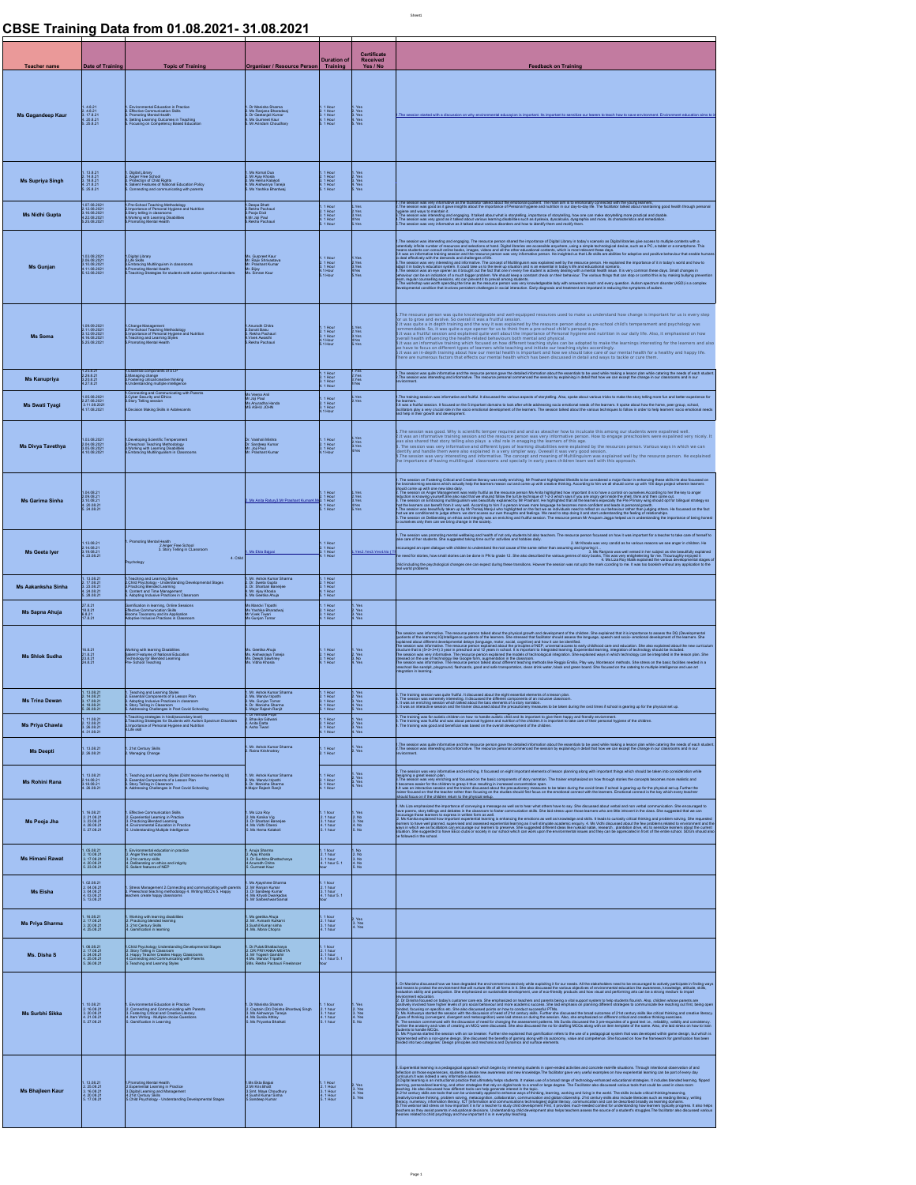# CBSE Training Data from 01.08.2021- 31.08.2021

| Teacher name | Date of Training | Topic of Training | Organiser / Resource Person | Duration of Training | Certificate Received Yes / No | Feedback on Training |
|---|---|---|---|---|---|---|
| Ms Gagandeep Kaur | 1. 4.8.21 2. 4.8.21 3. 17.8.21 4. 20.8.21 5. 25.8.21 | 1. Environmental Education in Practice 2. Effective Communication Skills 3. Promoting Mental Health 4. Setting Learning Outcomes in Teaching 5. Focusing on Competency Based Education | 1. Dr Manisha Sharma 2. Ms Rastpreia Bhardwaj 3. Dr Geetanjali Kumar 4. Ms Gurmeet Kaur 5. Mr Arindam Choudhary | 1. 1 Hour 2. 1 Hour 3. 1 Hour 4. 1 Hour 5. 1 Hour | 1. Yes 2. Yes 3. Yes 4. Yes 5. Yes | 1. The session started with a discussion on why environmental education is important. Its important to sensitize our learners to teach how to save environment. Environment education aims to... |
| Ms Supriya Singh | 1. 13.8.21 2. 14.8.21 3. 18.8.21 4. 21.8.21 5. 25.8.21 | 1. Digital Library 2. Anger Free School 3. Protection of Child Rights 4. Salient Features of National Education Policy 5. Connecting and communicating with parents | 1. Ms Komal Dua 2. Mr Ajay Khosla 3. Ms Heena Kalakoti 4. Ms Aishwarya Taneja 5. Ms Yashika Bhardwaj | 1. 1 Hour 2. 1 Hour 3. 1 Hour 4. 1 Hour 5. 1 Hour | 1. Yes 2. Yes 3. Yes 4. Yes 5. Yes | |
| Ms Nidhi Gupta | 1.07.08.2021 2.12.08.2021 3.16.08.2021 4.23.08.2021 5.25.08.2021 | 1.Pre-School Teaching Methodology 2.Importance of Personal Hygiene and Nutrition 3.Story telling in classrooms 4.Working with Learning Disabilities 5.Promoting Mental Health | 1.Deepa Bhatt 2.Rekha Pachauri 3.Pooja Dixit 4.Mr Jaji Paul 5.Rekha Pachauri | 1. 1 Hour 2. 1 Hour 3. 1 Hour 4. 1 Hour 5. 1 Hour | 1.Yes 2.Yes 3.Yes 4.Yes 5.Yes | 1.The session was very informative as the facilitator talked about the emotional quotient. The main aim is to emotionally connected with the young learners. 2.The session was good as it gave insights about the importance of Personal hygiene and nutrition in our day-to-day life. The facilitator talked about maintaining good health through personal hygiene and ways to maintain it. 3.The session was interesting and engaging. It talked about what is storytelling, importance of storytelling, how one can make storytelling more practical and doable. 4.The session was very good as it talked about various learning disabilities such as dyslexia, dyscalculia, dysgraphia and more, its characteristics and remediation. 5.The session was very informative as it talked about various disorders and how to identify them and rectify them. |
| Ms Gunjan | 1.03.08.2021 2.09.08.2021 3.10.08.2021 4.11.08.2021 5.12.08.2021 | 1.Digital Library 2.Life Skills 3.Embracing Multilingualism in classrooms 4.Promoting Mental Health 5.Teaching Strategies for students with autism spectrum disorders | Ms. Gurpreet Kaur Mr. Rajiv Srivastava Mr. Prashant Kumar Mr. Bijoy Ms. Simran Kaur | 1. 1 Hour 2. 1 Hour 3. 1 Hour 4. 1 Hour 5. 1 Hour | 1.Yes 2.Yes 3.Yes 4.Yes 5.Yes | 1.The session was interesting and engaging. The resource person shared the importance of Digital Library in today's scenario as Digital libraries give access to multiple contents with a potentially infinite number of resources and selections of books. Digital libraries are accessible anywhere, using a simple technological device, such as a PC, a tablet or a smartphone. This means students can consult online books, images, videos and all the other educational contents, which is most relevant these days. 2.It was an informative training session and the resource person was very informative person. He imparted us that Life skills are abilities for adaptive and positive behaviour that enable humans to deal effectively with the demands and challenges of life. 3.The session was very interesting and informative. The concept of Multilingualism was explained well by the resource person. He explained the importance of it in today's world and how to adapt it in today's education system. It could take us to the level up situation and is an essential in today's life and educational scenario. 4.The session was an eye-opener as it brought out the fact that one in every five student is actively dealing with a mental health issue. It is very common these days. Small changes in behaviour can be an indication of a much bigger problem. We should keep a constant check on their behaviour. The various things that can stop or control this is by making bullying prevention zero, regular counselling sessions, etc can prevent it to prevail among students. 5.The workshop was worth spending the time as the resource person was very knowledgeable lady with answers to each and every question. Autism spectrum disorder (ASD) is a complex developmental condition that involves persistent challenges in social interaction. Early diagnosis and treatment are important in reducing the symptoms of autism. |
| Ms Soma | 1.09.08.2021 2.11.08.2021 3.12.08.2021 4.15.08.2021 5.25.08.2021 | 1.Change Management 2.Pre-School Teaching Methodology 3.Importance of Personal Hygiene and Nutrition 4.Teaching and Learning Styles 5.Promoting Mental Health | 1.Anuradh Chitra 2.Sonali Basu 3.Rekha Pachauri 4.Vivek Awasthi 5.Rekha Pachauri | 1. 1 Hour 2. 1 Hour 3. 1 Hour 4. 1 Hour 5. 1 Hour | 1.Yes 2.Yes 3.Yes 4.Yes 5.Yes | 1.The resource person was quite knowledgeable and well-equipped resources used to make us understand how change is important for us is every step for us to grow and evolve. So overall it was a fruitful session. 2.It was quite a in depth training and the way it was explained by the resource person about a pre-school child's temperament and psychology was commendable. So, it was quite a eye opener for us to think from a pre-school child's perspective. 3.It was a fruitful session and explained quite well about the importance of Personal hygiene and nutrition in our daily life. Also, It emphasised on how overall health influencing the health related behaviours both mental and physical. 4.It was an informative training which focused on how different teaching styles can be adopted to make the learnings interesting for the learners and also we have to focus on different types of learners while teaching and initiate our teaching styles accordingly. 5.It was an in-depth training about how our mental health is important and how we should take care of our mental health for a healthy and happy life. There are numerous factors that effects our mental health which has been discussed in detail and ways to tackle or cure them. |
| Ms Kanupriya | 1.25.8.21 2.24.8.21 3.25.8.21 4.27.8.21 | 1.Essential components of a LP 2.Managing change 3.Fostering critical/creative thinking 4.Understanding multiple intelligence | | 1. 1 Hour 2. 1 Hour 3. 1 Hour 4. 1 Hour | 1.Yes 2.Yes 3.Yes 4.Yes | 1.The session was quite informative and the resource person gave the detailed information about the essentials to be used while making a lesson plan while catering the needs of each student 2.The session was interesting and informative. The resource personal commenced the session by explaining in detail that how we can accept the change in our classrooms and in our environment |
| Ms Swati Tyagi | 1.05.08.2021 2.07.08.2021 3.11.08.2021 4.17.08.2021 | 1.Connecting and Communicating with Parents 2.Cyber Security and Ethics 3.Story Telling session 4.Decision Making Skills in Adolescents | Ms.Veena Atal Mr.Jaji Paul Ms.Anuradha Handa MS.ASHU JOHN | 1. 1 Hour 2. 1 Hour 3. 1 Hour 4.1 Hour | 1.Yes 2.Yes | 1.The training session was informative and fruitful. It discussed the various aspects of storytelling. Also, spoke about various tricks to make the story telling more fun and better experience for the learners. 2.It was a fruitful session. It focused on the 5 important domains to look after while addressing socio emotional needs of the learners. It spoke about how the home, peer group, school, facilitators play a very crucial role in the socio emotional development of the learners. The session talked about the various techniques to follow in order to help learners' socio emotional needs and help in their growth and development. |
| Ms Divya Tavethya | 1.03.08.2021 2.04.08.2021 3.05.08.2021 4.10.08.2021 | 1.Developing Scientific Temperament 2.Preschool Teaching Methodology 3.Working with Learning Disabilities 4.Embracing Multilingualism in Classrooms | Dr. Vaishali Mishra Dr. Sandeep Kumar Mr. Jaji Paul Mr. Prashant Kumar | 1. 1 Hour 2. 1 Hour 3. 1 Hour 4. 1 Hour | 1.Yes 2.Yes 3.Yes 4.Yes | 1.The session was good. Why is scientific temper required and as an teacher how to inculcate this among our students were explained well. 2.It was an informative training session and the resource person was very informative person. How to engage preschoolers were explained very nicely. It was also shared that story telling also plays a vital role in engaging the learners of this age. 3. The session was very informative and different types of learning disabilities were explained by the resources person. Various ways in which we can identify and handle them were also explained in a very simpler way. Overall it was very good session. 4.The session was very interesting and informative. The concept and meaning of Multilingualism was explained well by the resource person. He explained the importance of having multilingual classrooms and specially in early years children learn well with this approach. |
| Ms Garima Sinha | 1.04.08.21 2.09.08.21 3.10.08.21 4. 20.08.21 5. 28.08.21 | | 1. Ms Anita Rabury2.Mr Prashant Kumar3.Ms ... | 1. 1 Hour 2. 1 Hour 3. 1 Hour 4. 1 Hour 5. 1 Hour | 1.Yes 2.Yes 3.Yes 4.Yes 5.Yes | 1.The session on Fostering Critical and Creative literacy was really enriching. Mr Prashant highlighted lifeskills to be considered a major factor in enhancing these skills.He also focussed on the brainstorming sessions which actually help the learners reason out and come up with creative thinking. According to him we all should come up with 100 days project wherein learners should come up with one new idea daily. 2. The session on Anger Management was really fruitful as the resource person Ms Anita highlighted how important it is to have a control on ourselves.According to her the key to anger reduction is knowing yourself.She also said that we should follow the turtle technique of 1-2-3 which says if you are angry get inside the shell, think and then come out. 3. The session on Embracing multilingualism was beautifully explained by Mr Prashant. He highlighted that all the learners especially the Pre Primary wing should opt for bilingual strategy as half the learners can benefit from it very well. According to him it is proven that multilingual learners are more confident and leads in personal growth. 4.The session was beautifully taken up by Ms Pankaj Manju.who highlighted on the fact we as individuals need to reflect on our behaviour rather than judging others. He focussed on the fact that we are conditioned to judge others, we dont access our own thoughts and feelings. We need to stop doing it and start understanding the feeling of relationships. 5. The session on Deliberating on ethics and integrity was an enriching and fruitful session. The resource person Mr Anupam Jagga helped us in understanding the importance of being honest to ourselves only then can we bring change in the society. |
| Ms Geeta Iyer | 1.13.08.21 2.14.08.21 3.19.08.21 4.23.08.21 | 1. Promoting Mental Health 2.Anger Free School 3. Story Telling in CLassroom 4. Child Psychology | 1. Ms Ekta Bajpai | 1. 1 Hour 2. 1 Hour 3. 1 Hour 4. 1 Hour | 1.Yes2.Yes3.Yes4.Yes | 1. The session was promoting mental wellbeing and health of not only students but also teachers. The resource person focussed on how it was important for a teacher to take care of herself to take care of her students. She suggested taking time out for activities and hobbies daily. 2. Mr Khosla was very candid as he various reasons we see anger in children. He encouraged an open dialogue with children to understand the root cause of the same rather than assuming and ignoring it. 3. Ms Renjana was well versed in her subject as she beautifully explained the need for stories,how small stories can be done in PN to grade 12. She also described the various genres of story books. This was very enlightening for me. Thoroughly enjoyed it 4. Ms Lira Roy Malik explained the various developmental stages of child including the psychological changes one can expect during these transitions. However the session was not upto the mark ccording to me. It was too bookish without any application to the real world problems |
| Ms Aakanksha Sinha | 1. 13.08.21 2. 17.08.21 3. 23.08.21 4. 26.08.21 5. 28.08.21 | 1.Teaching and Learning Styles 2.Child Psychology - Understanding Developmental Stages 3.Practicing Blended Learning 4. Content and Time Management 5. Adopting Inclusive Practices in Classroom | 1. Mr. Ashok Kumar Sharma 2. Dr. Seema Gupta 3. Dr. Shantasi Banerjee 4. Mr. Ajay Khosla 5. Ms Geetika Ahuja | 1. 1 Hour 2. 1 Hour 3. 1 Hour 4. 1 Hour 5. 1 Hour | | |
| Ms Sapna Ahuja | 27.8.21 16.8.21 8.8.21 17.8.21 | Gamification in learning, Online Sessions Effective Communication Skills Blooms Taxonomy and its Application Adaptive Inclusive Practices in Classroom | Ms Meenu Tripathi Ms Yashika Bhardwaj Mr Vivek Tiwari Mr Gunjan Tomar | 1. 1 Hour 2. 1 Hour 3. 1 Hour 4. 1 Hour | 1. Yes 2. Yes 3. Yes 4. Yes | |
| Ms Shlok Sudha | 16.8.21 21.8.21 23.8.21 24.8.21 | Working with learning Disabilities Salient Features of National Education Technology for Blended Learning Pre-School Teaching | Ms. Geetika Ahuja Ms. Aishwarya Taneja Ms. Deepti Sawhney Ms. Vibha Khosla | 1. 1 Hour 2. 1 Hour 3. 1 Hour 4. 1 Hour | 1. Yes 2. Yes 3. Yes 4. Yes | The session was informative. The resource person talked about the physical growth and development of the children. She explained that it is importance to assess the DQ (Developmental quotients of the learners) IQ(Intelligence quotients of the learners). She stressed that facilitator should assess the language, speech and socio- emotional development of the learners. She suggested about different developmental delays (language, motor, social, cognitive) and how it can be identified. The session was informative. The resource person explained about the principles of NEP, universal access to early childhood care and education. She also explained about the new curriculum structure that is (3+3+3+4) 3 year in preschool and 12 years in school. It is important to integrated learning, Experiential learning, integration of technology should be included. The session was very informative. The resource person explained the models of technological integration. She explained ways in which technology can be integrated in the lesson plan. She stressed on the use of technology like Google form, augmentation in the classroom. The session was informative. The resource person talked about different teaching methods like Reggio Emilia, Play way, Montessori methods. She stress on the basic facilities needed in a preschool like carpet, playground, flashcards, good and safe transportation, clean drink water, black and green board. She focused on the catering to multiple intelligence and use art integration in learning. |
| Ms Trina Dewan | 1. 13.08.21 2. 14.08.21 3. 17.08.21 4. 19.08.21 5. 28.08.21 | 1. Teaching and Learning Styles 2. Essential Components of a Lesson Plan 3. Adopting Inclusive Practices in classroom 4. Story Telling in Classroom 5. Addressing Challenges in Post Covid Schooling | 1. Mr. Ashok Kumar Sharma 2. Ms. Manshi tripathi 3. Ms. Gunjan Tomar 4. Dr. Manisha Sharma 5. Major Rajesh Ranjit | 1. 1 Hour 2. 1 Hour 3. 1 Hour 4. 1 Hour 5. 1 Hour | 1. Yes 2. Yes 3. Yes 4. Yes 5. Yes | 1. The training session was quite fruitful. It discussed about the eight essential elements of a lesson plan. 2. The session was extremely interesting. It discussed the different components of an inclusive classroom. 3. It was an interactive session which talked about the basic elements of a story narration. 4. It was an interactive session and the trainer discussed about the precautionary measures to be taken during the covid times if school is gearing up for the physical set up. |
| Ms Priya Chawla | 1. 11.08.21 2. 12.08.21 3. 26.08.21 4. 31.08.21 | 1.Teaching strategies in hindi(secondary level) 2.Teaching Strategies for Students with Autism Spectrum Disorders 3.Importance of Personal Hygiene and Nutrition 4.Life skill | 1. Dr Nirmala Punia 2. Bhavika Gahwani 3. Anita Datta 4. Ashis Tasat | 1. 1 Hour 2. 1 Hour 3. 1 Hour 4. 1 Hour | 1. Yes 2. Yes 3. Yes 4. Yes | 1. The training was for autistic children on how to handle autistic child and its important to give them happy and friendly environment. 2. The training was fruitful and was about personal hygiene and nutrition of the children.It is important to take care of their personal hygiene of the children. 3. The training was good and beneficial was based on the overall development of the children. |
| Ms Deepti | 1. 13.08.21 2. 28.08.21 | 1. 21st Century Skills 2. Managing Change | 1. Mr. Ashok Kumar Sharma 2. Rama Krishnadey | 1. 1 Hour 2. 1 Hour | 1. Yes 2. Yes | 1.The session was quite informative and the resource person gave the detailed information about the essentials to be used while making a lesson plan while catering the needs of each student 2.The session was interesting and informative. The resource personal commenced the session by explaining in detail that how we can accept the change in our classrooms and in our environment |
| Ms Rohini Rana | 1. 13.08.21 2. 14.08.21 3. 18.08.21 4. 28.08.21 | 1. Teaching and Learning Styles (Didnt receive the meeting id) 2. Essential Components of a Lesson Plan 3. Story Telling in Classroom 4. Addressing Challenges in Post Covid Schooling | 1. Mr. Ashok Kumar Sharma 2. Ms. Manshi tripathi 3. Dr. Manisha Sharma 4.Major Rajesh Ranjit | 1. 1 Hour 2. 1 Hour 3. 1 Hour 4. 1 Hour | 1. Yes 2. Yes 3. Yes 4. Yes | 1.The session was very informative and enriching. It focussed on eight important elements of lesson planning along with important things which should be taken into consideration while designing a great lesson plan. 2.The session was very enriching and focussed on the basic components of story narration. The trainer emphasized on how through stories the concepts becomes more realistic and it becomes easier for the children to grasp it thus resulting in increased concentration span. 3.It was an interactive session and the trainer discussed about the precautionary measures to be taken during the covid times if school is gearing up for the physical set up.Further the trainer focused on that the teacher rather than focusing on the studies should first focus on the emotional connect with the learners. Emotional connect is the key which every teacher should focus on if the children return to the physical setup. |
| Ms Pooja Jha | 1. 16.08.21 2. 21.08.21 3. 23.08.21 4. 26.08.21 5. 27.08.21 | 1. Effective Communication Skills 2. Experiential Learning in Practice 3. Practicing Blended Learning 4. Environmental Education in Practice 5. Understanding Multiple Intelligence | 1. Ms Liza Roy 2. Ms Kavika Vig 3. Dr Shantasi Banerjee 4. Ms Vidhi Oberoi 5. Ms Heena Kalakoti | 1. 1 hour 2. 1 hour 3. 1 hour 4. 1 hour 5. 1 hour | 1. Yes 2. No 3. Yes 4. No 5. No | 1. Ms Liza emphasized the importance of conveying a message as well as to hear what others have to say. She discussed about verbal and non verbal communication. She encouraged to have poems, story tellings and debates in the classroom to foster communication skills. She laid stress upon those learners who are little introvert in the class. She suggested that we can encourage those learners to express in written form as well. 2. Ms Kanika explained how important experiential learning is enhancing the emotions as well as knowledge and skills. It leads to curiosity critical thinking and problem solving. She requested learners to have well graphic organizer and experiential learning as it will stimulate academic enquiry. 4. Ms Vidhi discussed about the few problems related to environment and the ways in which we as facilitators can encourage our learners to preserve. She suggested different ideas like nukkad natak, research , plantation drive, etc to sensitize learners about the current situation. She suggested to have EEco clubs or society in our school which can work upon the environmental issues and they can be appreciated in front of the entire school. SDG's should also be followed in the school. |
| Ms Himani Rawat | 1. 05.08.21 2. 10.08.21 3. 17.08.21 4. 20.08.21 5. 23.08.21 | 1. Environmental education in practice 2. Anger free schools 3. 21st century skills 4. Deliberating on ethics and integrity 5. Salient features of NEP | 1. Anuja Sharma 2. Ajay Khosla 3. Dr Suchitra Bhattacharya 4. Anuradh Chitra 5. Gurmeet Kaur | 1. 1 hour 2. 1 hour 3. 1 hour 4. 1 hour 5. 1 hour | 1. No 2. No 3. No 4. No 5. No | |
| Ms Eisha | 1. 02.08.21 2. 04.08.21 3. 04.08.21 4. 13.08.21 5. 13.08.21 | 1. Stress Management 2.Connecting and communicating with parents 3. Preeschool teaching methodology 4. Writing MCQ's 5. Happy teachers create happy classrooms | 1. Ms Ajayshree Sharma 2. Mr Ranjan Kumar 3. Dr Sandeep Kumar 4. Ms Khyati Deshkadee 5. Mr Sadsewheer Sohal | 1. 1 hour 2. 1 hour 3. 1 hour 4. 1 hour 5. 1 hour | | |
| Ms Priya Sharma | 1. 16.08.21 2. 17.08.21 3. 20.08.21 4. 25.08.21 | 1. Working with learning disabilities 2. Practicing blended learning 3. 21st Century Skills 4. Gamification in learning | 1. Ms geetika Ahuja 2. Mr. Avinash Kulkarni 3.Sushil Kumar sinha 4. Ms. Mona Chopra | 1. 1 hour 2. 1 hour 3. 1 hour 4. 1 hour | 1. Yes 2. Yes 3. Yes 4. Yes | |
| Ms. Disha S | 1. 08.08.21 2. 17.08.21 3. 24.08.21 4. 25.08.21 5. 28.08.21 | 1.Child Psychology Understanding Developmental Stages 2. Story Telling in Classroom 3. Happy Teacher Creates Happy Classrooms 4.Connecting and Communicating with Parents 5.Teaching and Learning Styles | 1. Dr Pulak Bhattacharya 2. DR PRIYANKA MEHTA 3. Mr Yogesh Gandhir 4.Ms. Manshi Tripathi 5Ms. Rekha Pachauri Freelancer | 1. 1 hour 2. 1 hour 3. 1 hour 4. 1 hour 5. 1 hour | | |
| Ms Surbhi Sikka | 1. 16.08.21 2. 16.08.21 3. 20.08.21 4. 21.08.21 5. 27.08.21 | 1. Environmental Education in Practice 2. Connecting and Communicating with Parents 3. Fostering Critical and Creative Literacy 4. Item Writing - Multiple choice Questions 5. Gamification in Learning | 1. Dr Manisha Sharma 2. Captain (Dr) Diksha Bhardwaj Singh 3. Ms Aishwarya Taneja 4. Ms Sunita Atrey 5. Ms Priyanka Bhatkoti | 1. 1 hour 2. 1 hour 3. 1 hour 4. 1 hour 5. 1 hour | 1. Yes 2. Yes 3. Yes 4. Yes 5. No | 1. Dr Manisha discussed how we have degraded the environment excessively while exploiting it for our needs. All the stakeholders need to be encouraged to actively participate in finding ways and means to protect the environment that will nurture life of all forms in it. She also discussed the various objectives of environmental education like awareness, knowledge, attitude, skills, evaluation ability and participation. She emphasized on sustainable development, use of eco-friendly products and how visual and performing arts can be a strong medium to impart environment education. 2. Dr Diksha focussed on today's customer care era. She emphasized on teachers and parents being a vital support system to help students flourish. Also, children whose parents are positively involved have higher levels of pre social behaviour and more academic success. She laid emphasis on planning different strategies to communicate like reaching out first, being open minded, focusing on specifics etc. She also discussed points on how to conduct successful PTMs. 3. Ms Aishwarya started the session with the discussion of need of 21st century skills. Further she discussed the broad outcomes of 21st century skills like critical thinking and creative literacy. Types of thinking (convergent, divergent and metacognition) were laid stress on during the session. Also, she emphasized on different critical and creative thinking exercises. 4. The session commenced with the discussion of need for changing the assessment patterns. Ms Sunita discussed the 3 pre-requisites of a good test i.e., reliability, validity and consistency. Further the anatomy and rules of creating an MCQ were discussed. She also discussed the no for drafting MCQs along with an item template of the same. Also, she laid stress on how to train students to handle MCQs. 5. Ms Priyanka started the session with an ice breaker. Further she explained that gamification refers to the use of a pedagogical system that was developed while game design, but which is implemented within a non-game design. She discussed the benefits of gaming along with its autonomy, value and competence. She focused on how the framework for gamification has been divided into two categories: Design principles and mechanics and Dynamics and surface elements. |
| Ms Bhajleen Kaur | 1. 13.08.21 2. 25.08.21 3. 16.08.21 4. 20.08.21 5. 17.08.21 | 1.Promoting Mental Health 2.Experiential Learning in Practice 3.Digital Learning and Management 4.21st Century Skills 5.Child Psychology - Understanding Developmental Stages | 1.Ms Ekta Bajpai 2.Mr Kris Bhatt 3.Smt. Maya Choudhury 4.Sushil Kumar Sinha 5.Sandeep Kumar | 1. 1 hour 2. 1 hour 3. 1 hour 4. 1 hour 5. 1 hour | 1. Yes 2. Yes 3. Yes 4. Yes 5. Yes | 1.Experiential learning is a pedagogical approach which begins by immersing students in open-ended activities and concrete real-life situations. Through intentional observation of and reflection on those experiences, students cultivate new awareness and new knowledge.The facilitator gave very useful examples on how experiential learning can be part of every day curriculum.It was indeed a very informative session. 2.Digital learning is an instructional practice that ultimately helps students. It makes use of a broad range of technology-enhanced educational strategies. It includes blended learning, flipped learning, personalized learning, and other strategies that rely on digital tools to a small or large degree. The Facilitator also discussed various tools that could be used in class room teaching. He also discussed how different tools can help generate interest in the topic. 3.21st century skills are tools that can be universally applied to enhance ways of thinking, learning, working and living in the world. The skills include critical thinking/reasoning, creativity/creative thinking, problem solving, metacognition, collaboration, communication and global citizenship. 21st century skills also include literacies such as reading literacy, writing literacy, numeracy, information literacy, ICT (information and communications technologies) digital literacy, communication and can be described broadly as learning domains. 5.This webinar laid stress on how important it is for a teacher to study child development First, it provides much-needed context for understanding how learners typically progress. It also helps teachers as they assist parents in educational decisions. Understanding child development also helps teachers assess the source of a student's struggles.The facilitator also discussed various theories related to child psychology and how important it is in everyday teaching. |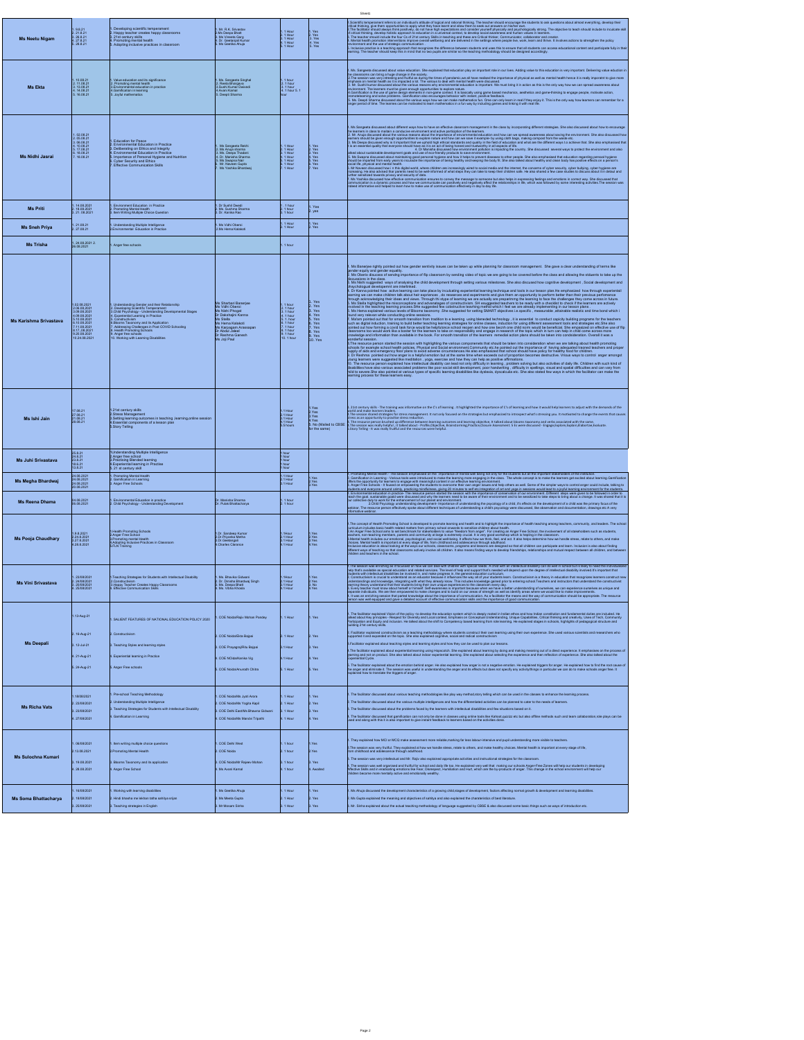| | | | | | | |
|---|---|---|---|---|---|---|
| **Ms Neetu Nigam** | 1. 9.8.21<br>2. 21.8.21<br>3. 28.8.21<br>4. 27.8.21<br>5. 28.8.21 | 1. Developing scientific temperament<br>2. Happy teacher creates happy classrooms<br>3. 21st century skills<br>4. Promoting mental health<br>5. Adopting inclusive practices in classroom | 1. Mr. R.K. Srivastav<br>2. Ms Deepa Bhatt<br>3. Ms Vineeta Garg<br>4. Dr. Geetanjali Kumar<br>5. Ms Geetika Ahuja | 1. 1 Hour<br>2. 1 Hour<br>3. 1 Hour<br>4. 1 Hour<br>5. 1 Hour | 1. Yes<br>2. Yes<br>3. Yes<br>4. Yes<br>5. Yes | |
| **Ms Ekta** | 1. 10.08.21<br>2. 11.08.21<br>3. 13.08.21<br>4. 14.08.21<br>5. 16.08.21 | 1. Value education and its significance<br>2. Promoting mental health<br>3. Environmental education in practice<br>4. Gamification in learning<br>5. Joyful mathematics | 1. Ms. Sangeeta Singhal<br>2. Reeta Bhargava<br>3. Sushil Kumar Dwivedi<br>4. Avani Kamal<br>5. Deepti Sharma | 1. 1 hour<br>2. 1 hour<br>3. 1 hour<br>4. 1 hour 5. 1 hour | | |
| **Ms Nidhi Jasrai** | 1. 02.08.21<br>2. 05.08.21<br>3. 06.08.21<br>4. 10.08.21<br>5. 17.08.21<br>6. 18.08.21<br>7. 18.08.21 | 1. Education for Peace<br>2. Environmental Education in Practice<br>3. Deliberating on Ethics and Integrity<br>4. Environmental Education in Practice<br>5. Importance of Personal Hygiene and Nutrition<br>6. Cyber Security and Ethics<br>7. Effective Communication Skills | 1. Ms Sangeeta Kumar<br>2. Ms Anuja sharma<br>3. Ms. Deepa Thakkar<br>4. Dr. Manisha Sharma<br>5. Ms Swapna Nair<br>6. Mr. Naveen Gupta<br>7. Ms Yashika Bhardwaj | 1. 1 Hour<br>2. 1 Hour<br>3. 1 Hour<br>4. 1 Hour<br>5. 1 Hour<br>6. 1 Hour<br>7. 1 Hour | 1. Yes<br>2. Yes<br>3. Yes<br>4. Yes<br>5. Yes<br>6. Yes<br>7. Yes | |
| **Ms Priti** | 1. 14.08.2021<br>2. 18.08.2021<br>3. 21.08.2021 | 1. Environment Education in Practice<br>2. Promoting Mental Health<br>3. Item-Writing Multiple Choice Question | 1. Dr Sushil Dwedi<br>2. Ms. Sushma Sharma<br>3. Dr. Kanika Rao | 1. 1 hour<br>2. 1 hour<br>3. 1 hour | 1. Yes<br>2. yes | |
| **Ms Sneh Priya** | 1. 21.08.21<br>2. 27.08.21 | 1. Understanding Multiple Intelligence<br>2. Environmental Education in Practice | 1. Ms Vidhi Oberoi<br>2. Ms Hema Kalakoti | 1. 1 Hour<br>2. 1 Hour | 1. Yes<br>2. Yes | |
| **Ms Trisha** | 1. 24.08.2021 2. 28.08.2021 | 1. Anger free schools | | 1. 1 hour | | |
| **Ms Karishma Srivastava** | 1.02.08.2021<br>2.06.08.2021<br>3.08.08.2021<br>4.08.08.2021<br>5.10.08.2021<br>6.10.08.2021<br>7.11.08.2021<br>8.17.08.2021<br>9.20.08.2021<br>10.24.08.2021 | 1. Understanding Gender and their Relationship<br>2. Developing Scientific Temperament<br>3. Child Psychology - Understanding Developmental Stages<br>4. Experiential Learning in Practice<br>5. Constructivism<br>6. Blooms Taxonomy and its Application<br>7. Addressing Challenges in Post COVID Schooling<br>8. Health Promoting Schools<br>9. Anger free schools<br>10. Working with Learning Disabilities | Ms Shantani Banerjee<br>Ms Vidhi Oberoi<br>Ms Nidhi Phogat<br>Dr. Dakshajini Kanna<br>Ms Stella<br>Ms Hema Kalakoti<br>Ms Karpagam Arasappan<br>Dr Abdul Jaleel<br>Dr Reshma Ganesh<br>Ms Joji Paul | 1. 1 hour<br>2. 1 hour<br>3. 1 hour<br>4. 1 hour<br>5. 1 hour<br>6. 1 hour<br>7. 1 hour<br>8. 1 hour<br>9. 1 hour<br>10. 1 hour | 1. Yes<br>2. Yes<br>3. Yes<br>4. Yes<br>5. Yes<br>6. Yes<br>7. Yes<br>8. Yes<br>9. Yes<br>10. Yes | |
| **Ms Ishi Jain** | 17.08.21<br>17.08.21<br>21.08.21<br>21.08.21<br>28.08.21 | 1. 21st century skills<br>2. Stress Management<br>3. Setting learning outcomes in teaching, learning, online session<br>4. Essential components of a lesson plan<br>5. Story Telling | | 1. 1 Hour<br>2. 1 Hour<br>3. 1 Hour<br>4. 1 Hour<br>5. 1 hours | 1. Yes<br>2. Yes<br>3. Yes<br>4. Yes<br>5. No (Mailed to CBSE for the same) | |
| **Ms Juhi Srivastava** | 23.8.21<br>24.8.21<br>23.8.21<br>18.8.21<br>13.8.21 | 1. Understanding Multiple Intelligence<br>2. Anger free school<br>3. Practicing Blended learning<br>4. Experiential learning in Practice<br>5. 21 st century skill | | 1 hour<br>1 hour<br>1 hour<br>1 hour<br>1 hour | | |
| **Ms Megha Bhardwaj** | 04.08.2021<br>04.08.2021<br>24.08.2021<br>20.08.2021 | 1. Promoting Mental Health<br>2. Gamification in Learning<br>3. Anger Free Schools | | 1. 1 Hour<br>2. 1 Hour<br>3. 1 Hour | 1. Yes<br>2. Yes<br>3. Yes | |
| **Ms Reena Dhama** | 04.08.2021<br>06.08.2021 | 1. Environmental Education in practice<br>2. Child Psychology - Understanding Development | Dr. Mashrita Sharma<br>Dr. Pulak Bhattacharya | 1. 1 hour<br>2. 1 hour | | |
| **Ms Pooja Chaudhary** | 1.9.8.2021<br>2.24.8.2021<br>3.27.8.2021<br>4.28.8.2021 | 1.Health Promoting Schools<br>2.Anger Free School<br>3.Promoting mental Health<br>4.Adopting Inclusive Practices in Classroom<br>5.FLN Training | 1. Dr. Sandeep Kumar<br>2. Dr Priyanka Mehta<br>3. Dr Geetanjali<br>4. Charles Clarence | 1. 1Hour<br>2. 1 Hour<br>3. 1 Hour<br>4. 1 Hour | 1. Yes<br>2. Yes<br>3. Yes<br>4. Yes | |
| **Ms Vini Srivastava** | 1. 23/08/2021<br>2. 24/08/2021<br>3. 28/08/2021<br>4. 25/08/2021 | 1. Teaching Strategies for Students with Intellectual Disability<br>2. Constructivism<br>3. Happy Teacher Creates Happy Classrooms<br>4. Effective Communication Skills | 1. Ms. Bhavika Gulwani<br>2. Dr. Dimple Bhardwaj Singh<br>3. Ms. Deepa Bhatt<br>4. Ms. Vibha Khosla | 1. 1Hour<br>2. 1 Hour<br>3. 1 Hour<br>4. 1 Hour | 1. Yes<br>2. Yes<br>3. No<br>4. Yes | |
| **Ms Deepali** | 1. 13-Aug-21<br>2. 16-Aug-21<br>3. 12-Jul-21<br>4. 21-Aug-21<br>5. 24-Aug-21 | 1. SALIENT FEATURES OF NATIONAL EDUCATION POLICY 2020<br>2. Constructivism<br>3. Teaching Styles and learning styles<br>4. Experiential learning in Practice<br>5. Anger Free schools | 1. COE Noida/Raju Mohan Pandey<br>2. COE Noida/Ekta Bajpai<br>3. COE Prayagraj/Ritu Bajpai<br>4. COE NOida/Kanika Vig<br>5. COE Noida/Anuradh Chitra | 1. 1 Hour<br>2. 1 Hour<br>3. 1 Hour<br>4. 1 Hour<br>5. 1 Hour | 1. Yes<br>2. Yes<br>3. Yes<br>4. Yes<br>5. Yes | |
| **Ms Richa Vats** | 1. 18/08/2021<br>2. 23/08/2021<br>3. 23/08/2021<br>4. 27/08/2021 | 1. Pre-school Teaching Methodology<br>2. Understanding Multiple Intelligence<br>3. Teaching Strategies for Students with Intellectual Disability<br>4. Gamification in Learning | 1. COE Noida/Ms Jyoti Arora<br>2. COE Noida/Ms Yogita Kapil<br>3. COE Delhi East/Ms Bhavna Gidwani<br>4. COE Noida/Ms Manvika Tripathi | 1. 1 Hour<br>2. 1 Hour<br>3. 1 Hour<br>4. 1 Hour | 1. Yes<br>2. Yes<br>3. Yes<br>4. Yes | |
| **Ms Sulochna Kumari** | 1. 08/08/2021<br>2. 13.08.2021<br>3. 19.08.2021<br>4. 28.08.2021 | 1. Item writing multiple choice questions<br>2. Promoting Mental Health<br>3. Blooms Taxonomy and its application<br>4. Anger Free School | 1. COE Delhi West<br>2. COE Noida<br>3. COE Noida/Mr Rajeev Mohan<br>4. Ms Avani Kamal | 1. 1 hour<br>2. 1 hour<br>3. 1 hour<br>4. 1 hour | 1. Yes<br>2. Yes<br>3. Yes<br>4. Awaited | |
| **Ms Soma Bhattacharya** | 1. 18/08/2021<br>2. 18/08/2021<br>3. 25/08/2021 | 1. Working with learning disabilities<br>2. Hindi bhasha me lekhan tatha sahitya shilp<br>3. Teaching strategies in English | 1. Ms Geetika Ahuja<br>2. Ms Meeta Gupta<br>3. Mr Mohsam Sinha | 1. 1 Hour<br>2. 1 Hour<br>3. 1 Hour | 1. Yes<br>2. Yes<br>3. Yes | |